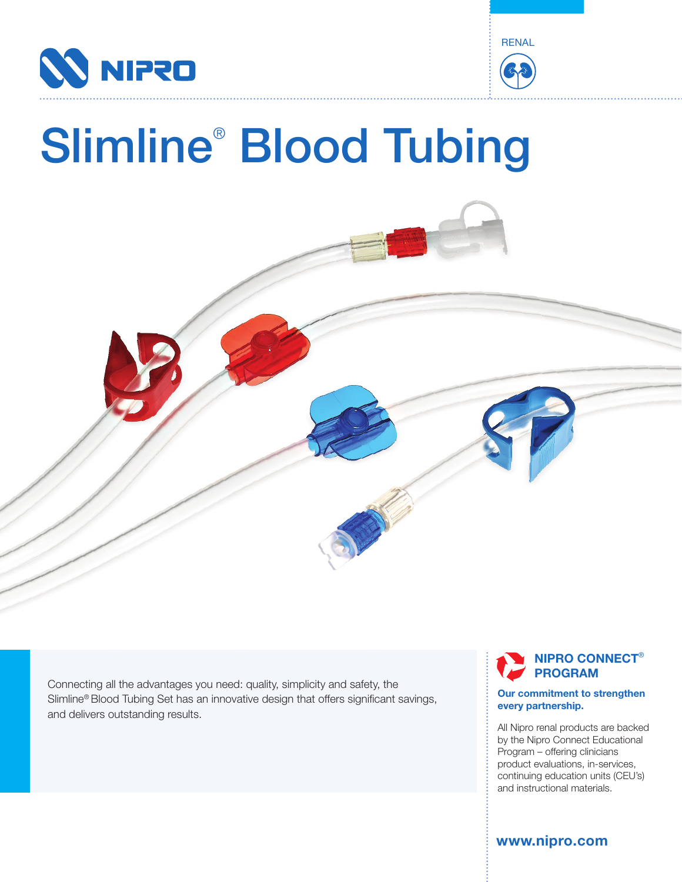NIPRO

RENAL

# Slimline® Blood Tubing

Connecting all the advantages you need: quality, simplicity and safety, the Slimline® Blood Tubing Set has an innovative design that offers significant savings, and delivers outstanding results.

## NIPRO CONNECT® PROGRAM

**Our commitment to strengthen every partnership.**

All Nipro renal products are backed by the Nipro Connect Educational Program – offering clinicians product evaluations, in-services, continuing education units (CEU's) and instructional materials.

**www.nipro.com**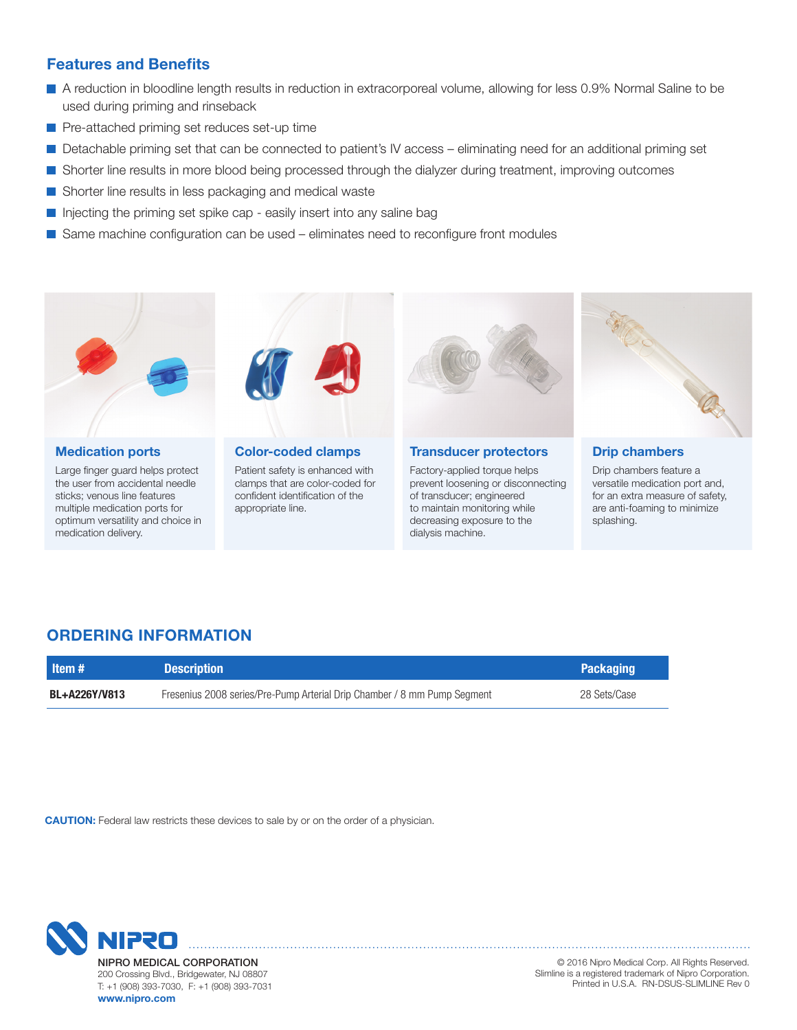## Features and Benefits

- A reduction in bloodline length results in reduction in extracorporeal volume, allowing for less 0.9% Normal Saline to be used during priming and rinseback
- Pre-attached priming set reduces set-up time
- Detachable priming set that can be connected to patient's IV access – eliminating need for an additional priming set
- Shorter line results in more blood being processed through the dialyzer during treatment, improving outcomes
- Shorter line results in less packaging and medical waste
- Injecting the priming set spike cap - easily insert into any saline bag
- Same machine configuration can be used – eliminates need to reconfigure front modules

### Medication ports

Large finger guard helps protect the user from accidental needle sticks; venous line features multiple medication ports for optimum versatility and choice in medication delivery.

### Color-coded clamps

Patient safety is enhanced with clamps that are color-coded for confident identification of the appropriate line.

### Transducer protectors

Factory-applied torque helps prevent loosening or disconnecting of transducer; engineered to maintain monitoring while decreasing exposure to the dialysis machine.

### Drip chambers

Drip chambers feature a versatile medication port and, for an extra measure of safety, are anti-foaming to minimize splashing.

## ORDERING INFORMATION

| Item # | Description | Packaging |
|---|---|---|
| **BL+A226Y/V813** | Fresenius 2008 series/Pre-Pump Arterial Drip Chamber / 8 mm Pump Segment | 28 Sets/Case |

**CAUTION:** Federal law restricts these devices to sale by or on the order of a physician.

NIPRO

NIPRO MEDICAL CORPORATION
200 Crossing Blvd., Bridgewater, NJ 08807
T: +1 (908) 393-7030, F: +1 (908) 393-7031
**www.nipro.com**

© 2016 Nipro Medical Corp. All Rights Reserved.
Slimline is a registered trademark of Nipro Corporation.
Printed in U.S.A. RN-DSUS-SLIMLINE Rev 0